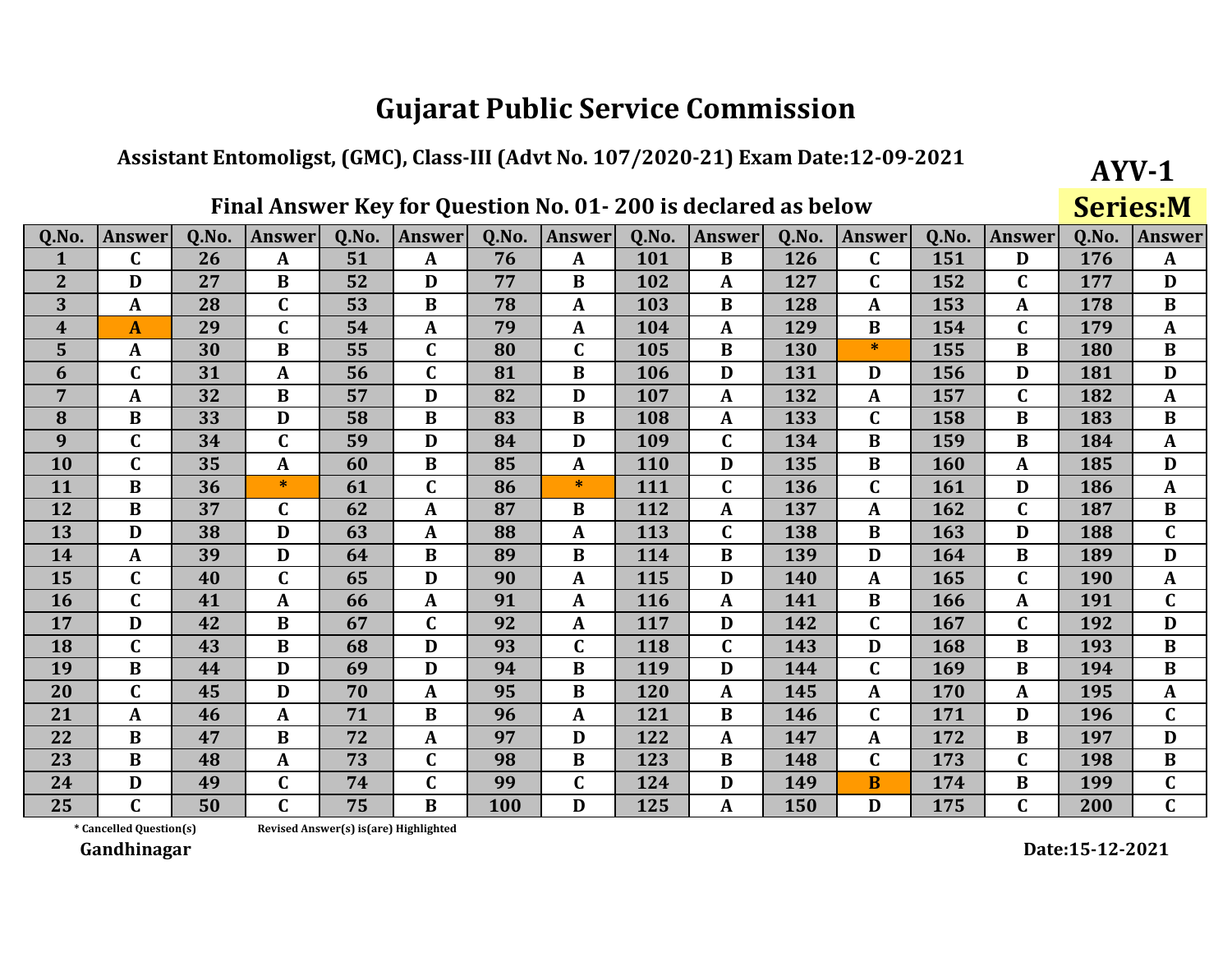# Gujarat Public Service Commission

**Assistant Entomoligst, (GMC), Class-III (Advt No. 107/2020-21) Exam Date:12-09-2021**

**AYV-1**

**Series:M**

**Final Answer Key for Question No. 01- 200 is declared as below**

| Q.No. | Answer | Q.No. | Answer | Q.No. | Answer | Q.No. | Answer | Q.No. | Answer | Q.No. | Answer | Q.No. | Answer | Q.No. | Answer |
|---|---|---|---|---|---|---|---|---|---|---|---|---|---|---|---|
| 1 | C | 26 | A | 51 | A | 76 | A | 101 | B | 126 | C | 151 | D | 176 | A |
| 2 | D | 27 | B | 52 | D | 77 | B | 102 | A | 127 | C | 152 | C | 177 | D |
| 3 | A | 28 | C | 53 | B | 78 | A | 103 | B | 128 | A | 153 | A | 178 | B |
| 4 | A | 29 | C | 54 | A | 79 | A | 104 | A | 129 | B | 154 | C | 179 | A |
| 5 | A | 30 | B | 55 | C | 80 | C | 105 | B | 130 | * | 155 | B | 180 | B |
| 6 | C | 31 | A | 56 | C | 81 | B | 106 | D | 131 | D | 156 | D | 181 | D |
| 7 | A | 32 | B | 57 | D | 82 | D | 107 | A | 132 | A | 157 | C | 182 | A |
| 8 | B | 33 | D | 58 | B | 83 | B | 108 | A | 133 | C | 158 | B | 183 | B |
| 9 | C | 34 | C | 59 | D | 84 | D | 109 | C | 134 | B | 159 | B | 184 | A |
| 10 | C | 35 | A | 60 | B | 85 | A | 110 | D | 135 | B | 160 | A | 185 | D |
| 11 | B | 36 | * | 61 | C | 86 | * | 111 | C | 136 | C | 161 | D | 186 | A |
| 12 | B | 37 | C | 62 | A | 87 | B | 112 | A | 137 | A | 162 | C | 187 | B |
| 13 | D | 38 | D | 63 | A | 88 | A | 113 | C | 138 | B | 163 | D | 188 | C |
| 14 | A | 39 | D | 64 | B | 89 | B | 114 | B | 139 | D | 164 | B | 189 | D |
| 15 | C | 40 | C | 65 | D | 90 | A | 115 | D | 140 | A | 165 | C | 190 | A |
| 16 | C | 41 | A | 66 | A | 91 | A | 116 | A | 141 | B | 166 | A | 191 | C |
| 17 | D | 42 | B | 67 | C | 92 | A | 117 | D | 142 | C | 167 | C | 192 | D |
| 18 | C | 43 | B | 68 | D | 93 | C | 118 | C | 143 | D | 168 | B | 193 | B |
| 19 | B | 44 | D | 69 | D | 94 | B | 119 | D | 144 | C | 169 | B | 194 | B |
| 20 | C | 45 | D | 70 | A | 95 | B | 120 | A | 145 | A | 170 | A | 195 | A |
| 21 | A | 46 | A | 71 | B | 96 | A | 121 | B | 146 | C | 171 | D | 196 | C |
| 22 | B | 47 | B | 72 | A | 97 | D | 122 | A | 147 | A | 172 | B | 197 | D |
| 23 | B | 48 | A | 73 | C | 98 | B | 123 | B | 148 | C | 173 | C | 198 | B |
| 24 | D | 49 | C | 74 | C | 99 | C | 124 | D | 149 | B | 174 | B | 199 | C |
| 25 | C | 50 | C | 75 | B | 100 | D | 125 | A | 150 | D | 175 | C | 200 | C |

\* Cancelled Question(s)      Revised Answer(s) is(are) Highlighted

**Gandhinagar**

**Date:15-12-2021**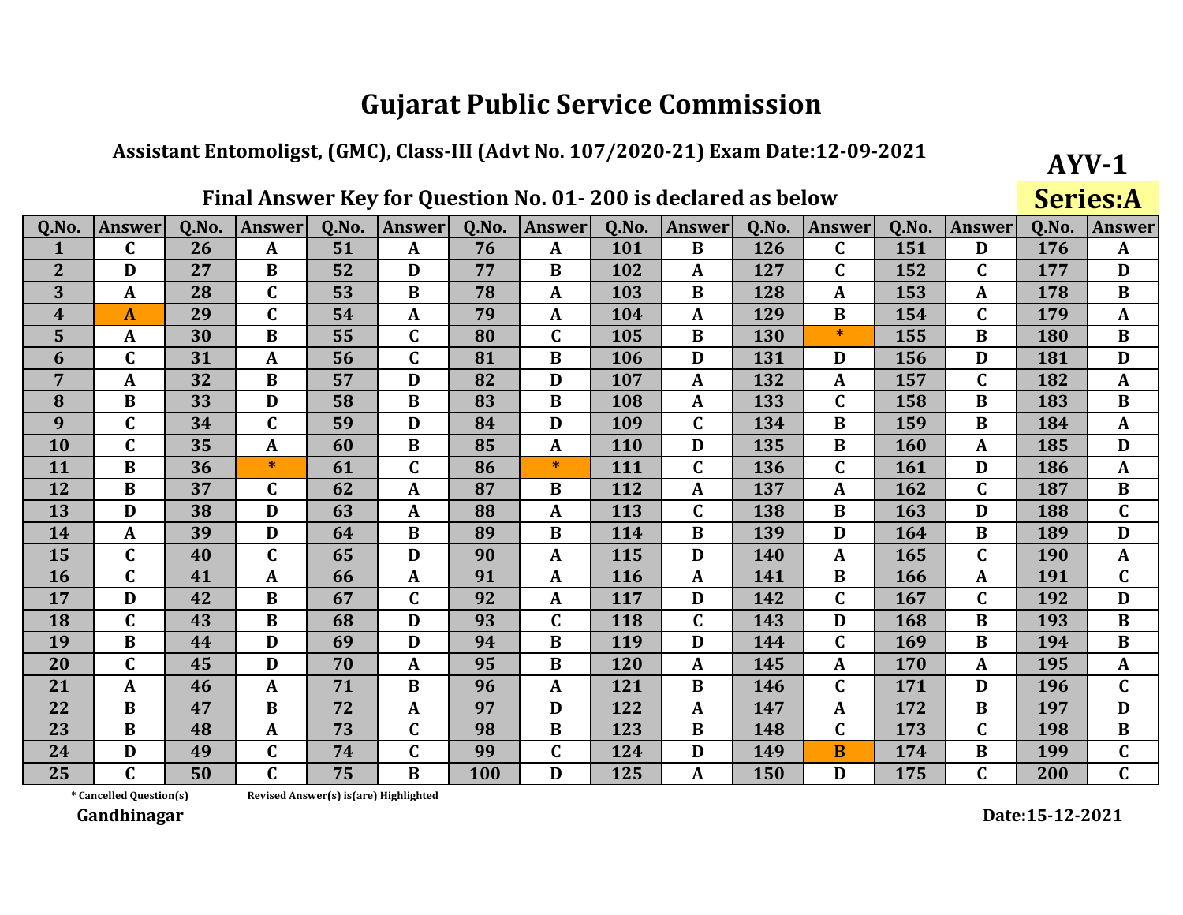# Gujarat Public Service Commission

## Assistant Entomoligst, (GMC), Class-III (Advt No. 107/2020-21) Exam Date:12-09-2021

**AYV-1**

**Series:A**

### Final Answer Key for Question No. 01- 200 is declared as below

| Q.No. | Answer | Q.No. | Answer | Q.No. | Answer | Q.No. | Answer | Q.No. | Answer | Q.No. | Answer | Q.No. | Answer | Q.No. | Answer |
|---|---|---|---|---|---|---|---|---|---|---|---|---|---|---|---|
| 1 | C | 26 | A | 51 | A | 76 | A | 101 | B | 126 | C | 151 | D | 176 | A |
| 2 | D | 27 | B | 52 | D | 77 | B | 102 | A | 127 | C | 152 | C | 177 | D |
| 3 | A | 28 | C | 53 | B | 78 | A | 103 | B | 128 | A | 153 | A | 178 | B |
| 4 | A | 29 | C | 54 | A | 79 | A | 104 | A | 129 | B | 154 | C | 179 | A |
| 5 | A | 30 | B | 55 | C | 80 | C | 105 | B | 130 | * | 155 | B | 180 | B |
| 6 | C | 31 | A | 56 | C | 81 | B | 106 | D | 131 | D | 156 | D | 181 | D |
| 7 | A | 32 | B | 57 | D | 82 | D | 107 | A | 132 | A | 157 | C | 182 | A |
| 8 | B | 33 | D | 58 | B | 83 | B | 108 | A | 133 | C | 158 | B | 183 | B |
| 9 | C | 34 | C | 59 | D | 84 | D | 109 | C | 134 | B | 159 | B | 184 | A |
| 10 | C | 35 | A | 60 | B | 85 | A | 110 | D | 135 | B | 160 | A | 185 | D |
| 11 | B | 36 | * | 61 | C | 86 | * | 111 | C | 136 | C | 161 | D | 186 | A |
| 12 | B | 37 | C | 62 | A | 87 | B | 112 | A | 137 | A | 162 | C | 187 | B |
| 13 | D | 38 | D | 63 | A | 88 | A | 113 | C | 138 | B | 163 | D | 188 | C |
| 14 | A | 39 | D | 64 | B | 89 | B | 114 | B | 139 | D | 164 | B | 189 | D |
| 15 | C | 40 | C | 65 | D | 90 | A | 115 | D | 140 | A | 165 | C | 190 | A |
| 16 | C | 41 | A | 66 | A | 91 | A | 116 | A | 141 | B | 166 | A | 191 | C |
| 17 | D | 42 | B | 67 | C | 92 | A | 117 | D | 142 | C | 167 | C | 192 | D |
| 18 | C | 43 | B | 68 | D | 93 | C | 118 | C | 143 | D | 168 | B | 193 | B |
| 19 | B | 44 | D | 69 | D | 94 | B | 119 | D | 144 | C | 169 | B | 194 | B |
| 20 | C | 45 | D | 70 | A | 95 | B | 120 | A | 145 | A | 170 | A | 195 | A |
| 21 | A | 46 | A | 71 | B | 96 | A | 121 | B | 146 | C | 171 | D | 196 | C |
| 22 | B | 47 | B | 72 | A | 97 | D | 122 | A | 147 | A | 172 | B | 197 | D |
| 23 | B | 48 | A | 73 | C | 98 | B | 123 | B | 148 | C | 173 | C | 198 | B |
| 24 | D | 49 | C | 74 | C | 99 | C | 124 | D | 149 | B | 174 | B | 199 | C |
| 25 | C | 50 | C | 75 | B | 100 | D | 125 | A | 150 | D | 175 | C | 200 | C |

\* Cancelled Question(s)    Revised Answer(s) is(are) Highlighted

**Gandhinagar**

**Date:15-12-2021**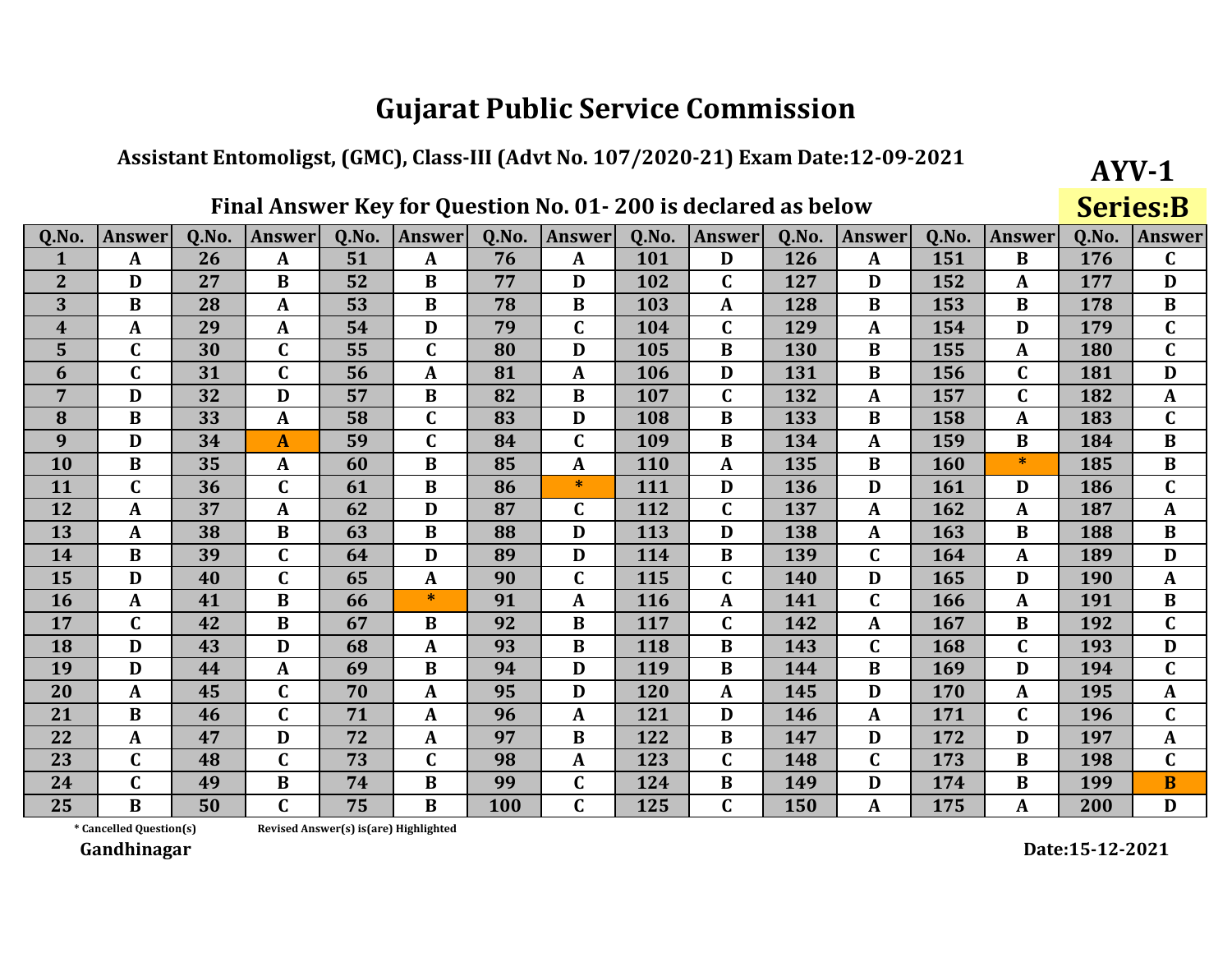# Gujarat Public Service Commission

## Assistant Entomoligst, (GMC), Class-III (Advt No. 107/2020-21) Exam Date:12-09-2021

**AYV-1**

**Series:B**

### Final Answer Key for Question No. 01- 200 is declared as below

| Q.No. | Answer | Q.No. | Answer | Q.No. | Answer | Q.No. | Answer | Q.No. | Answer | Q.No. | Answer | Q.No. | Answer | Q.No. | Answer |
|---|---|---|---|---|---|---|---|---|---|---|---|---|---|---|---|
| 1 | A | 26 | A | 51 | A | 76 | A | 101 | D | 126 | A | 151 | B | 176 | C |
| 2 | D | 27 | B | 52 | B | 77 | D | 102 | C | 127 | D | 152 | A | 177 | D |
| 3 | B | 28 | A | 53 | B | 78 | B | 103 | A | 128 | B | 153 | B | 178 | B |
| 4 | A | 29 | A | 54 | D | 79 | C | 104 | C | 129 | A | 154 | D | 179 | C |
| 5 | C | 30 | C | 55 | C | 80 | D | 105 | B | 130 | B | 155 | A | 180 | C |
| 6 | C | 31 | C | 56 | A | 81 | A | 106 | D | 131 | B | 156 | C | 181 | D |
| 7 | D | 32 | D | 57 | B | 82 | B | 107 | C | 132 | A | 157 | C | 182 | A |
| 8 | B | 33 | A | 58 | C | 83 | D | 108 | B | 133 | B | 158 | A | 183 | C |
| 9 | D | 34 | A | 59 | C | 84 | C | 109 | B | 134 | A | 159 | B | 184 | B |
| 10 | B | 35 | A | 60 | B | 85 | A | 110 | A | 135 | B | 160 | * | 185 | B |
| 11 | C | 36 | C | 61 | B | 86 | * | 111 | D | 136 | D | 161 | D | 186 | C |
| 12 | A | 37 | A | 62 | D | 87 | C | 112 | C | 137 | A | 162 | A | 187 | A |
| 13 | A | 38 | B | 63 | B | 88 | D | 113 | D | 138 | A | 163 | B | 188 | B |
| 14 | B | 39 | C | 64 | D | 89 | D | 114 | B | 139 | C | 164 | A | 189 | D |
| 15 | D | 40 | C | 65 | A | 90 | C | 115 | C | 140 | D | 165 | D | 190 | A |
| 16 | A | 41 | B | 66 | * | 91 | A | 116 | A | 141 | C | 166 | A | 191 | B |
| 17 | C | 42 | B | 67 | B | 92 | B | 117 | C | 142 | A | 167 | B | 192 | C |
| 18 | D | 43 | D | 68 | A | 93 | B | 118 | B | 143 | C | 168 | C | 193 | D |
| 19 | D | 44 | A | 69 | B | 94 | D | 119 | B | 144 | B | 169 | D | 194 | C |
| 20 | A | 45 | C | 70 | A | 95 | D | 120 | A | 145 | D | 170 | A | 195 | A |
| 21 | B | 46 | C | 71 | A | 96 | A | 121 | D | 146 | A | 171 | C | 196 | C |
| 22 | A | 47 | D | 72 | A | 97 | B | 122 | B | 147 | D | 172 | D | 197 | A |
| 23 | C | 48 | C | 73 | C | 98 | A | 123 | C | 148 | C | 173 | B | 198 | C |
| 24 | C | 49 | B | 74 | B | 99 | C | 124 | B | 149 | D | 174 | B | 199 | B |
| 25 | B | 50 | C | 75 | B | 100 | C | 125 | C | 150 | A | 175 | A | 200 | D |

\* Cancelled Question(s) &nbsp;&nbsp;&nbsp; Revised Answer(s) is(are) Highlighted

Gandhinagar

Date:15-12-2021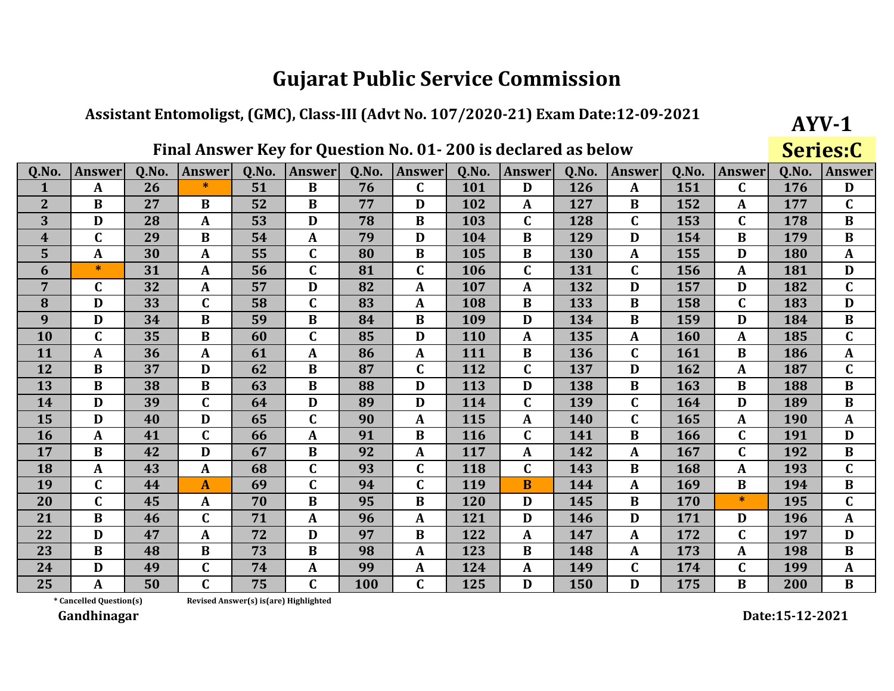# Gujarat Public Service Commission

### Assistant Entomoligst, (GMC), Class-III (Advt No. 107/2020-21) Exam Date:12-09-2021

**AYV-1**

### Final Answer Key for Question No. 01- 200 is declared as below

**Series:C**

| Q.No. | Answer | Q.No. | Answer | Q.No. | Answer | Q.No. | Answer | Q.No. | Answer | Q.No. | Answer | Q.No. | Answer | Q.No. | Answer |
|---|---|---|---|---|---|---|---|---|---|---|---|---|---|---|---|
| 1 | A | 26 | * | 51 | B | 76 | C | 101 | D | 126 | A | 151 | C | 176 | D |
| 2 | B | 27 | B | 52 | B | 77 | D | 102 | A | 127 | B | 152 | A | 177 | C |
| 3 | D | 28 | A | 53 | D | 78 | B | 103 | C | 128 | C | 153 | C | 178 | B |
| 4 | C | 29 | B | 54 | A | 79 | D | 104 | B | 129 | D | 154 | B | 179 | B |
| 5 | A | 30 | A | 55 | C | 80 | B | 105 | B | 130 | A | 155 | D | 180 | A |
| 6 | * | 31 | A | 56 | C | 81 | C | 106 | C | 131 | C | 156 | A | 181 | D |
| 7 | C | 32 | A | 57 | D | 82 | A | 107 | A | 132 | D | 157 | D | 182 | C |
| 8 | D | 33 | C | 58 | C | 83 | A | 108 | B | 133 | B | 158 | C | 183 | D |
| 9 | D | 34 | B | 59 | B | 84 | B | 109 | D | 134 | B | 159 | D | 184 | B |
| 10 | C | 35 | B | 60 | C | 85 | D | 110 | A | 135 | A | 160 | A | 185 | C |
| 11 | A | 36 | A | 61 | A | 86 | A | 111 | B | 136 | C | 161 | B | 186 | A |
| 12 | B | 37 | D | 62 | B | 87 | C | 112 | C | 137 | D | 162 | A | 187 | C |
| 13 | B | 38 | B | 63 | B | 88 | D | 113 | D | 138 | B | 163 | B | 188 | B |
| 14 | D | 39 | C | 64 | D | 89 | D | 114 | C | 139 | C | 164 | D | 189 | B |
| 15 | D | 40 | D | 65 | C | 90 | A | 115 | A | 140 | C | 165 | A | 190 | A |
| 16 | A | 41 | C | 66 | A | 91 | B | 116 | C | 141 | B | 166 | C | 191 | D |
| 17 | B | 42 | D | 67 | B | 92 | A | 117 | A | 142 | A | 167 | C | 192 | B |
| 18 | A | 43 | A | 68 | C | 93 | C | 118 | C | 143 | B | 168 | A | 193 | C |
| 19 | C | 44 | A | 69 | C | 94 | C | 119 | B | 144 | A | 169 | B | 194 | B |
| 20 | C | 45 | A | 70 | B | 95 | B | 120 | D | 145 | B | 170 | * | 195 | C |
| 21 | B | 46 | C | 71 | A | 96 | A | 121 | D | 146 | D | 171 | D | 196 | A |
| 22 | D | 47 | A | 72 | D | 97 | B | 122 | A | 147 | A | 172 | C | 197 | D |
| 23 | B | 48 | B | 73 | B | 98 | A | 123 | B | 148 | A | 173 | A | 198 | B |
| 24 | D | 49 | C | 74 | A | 99 | A | 124 | A | 149 | C | 174 | C | 199 | A |
| 25 | A | 50 | C | 75 | C | 100 | C | 125 | D | 150 | D | 175 | B | 200 | B |

\* Cancelled Question(s)    Revised Answer(s) is(are) Highlighted

**Gandhinagar**

**Date:15-12-2021**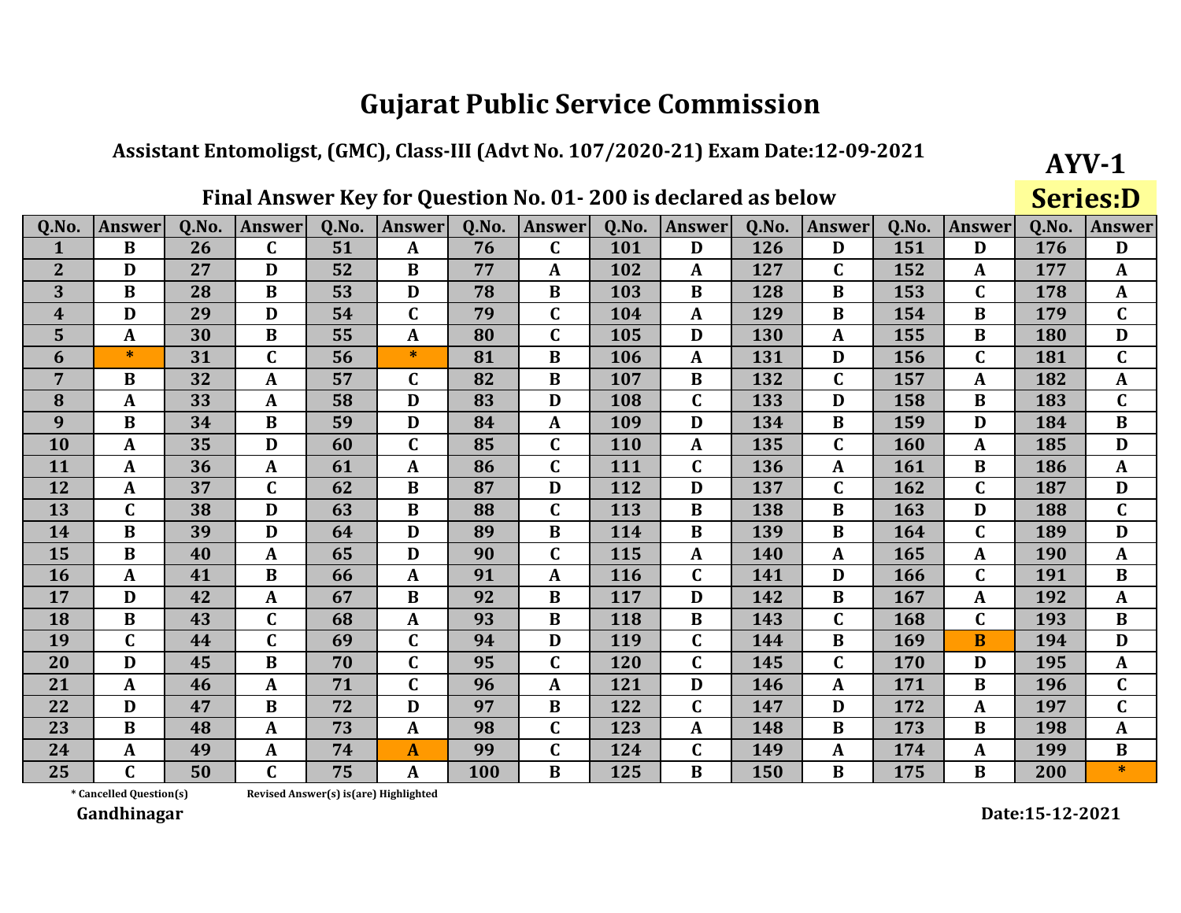# Gujarat Public Service Commission

## Assistant Entomoligst, (GMC), Class-III (Advt No. 107/2020-21) Exam Date:12-09-2021

**AYV-1**

**Series:D**

### Final Answer Key for Question No. 01- 200 is declared as below

| Q.No. | Answer | Q.No. | Answer | Q.No. | Answer | Q.No. | Answer | Q.No. | Answer | Q.No. | Answer | Q.No. | Answer | Q.No. | Answer |
|---|---|---|---|---|---|---|---|---|---|---|---|---|---|---|---|
| 1 | B | 26 | C | 51 | A | 76 | C | 101 | D | 126 | D | 151 | D | 176 | D |
| 2 | D | 27 | D | 52 | B | 77 | A | 102 | A | 127 | C | 152 | A | 177 | A |
| 3 | B | 28 | B | 53 | D | 78 | B | 103 | B | 128 | B | 153 | C | 178 | A |
| 4 | D | 29 | D | 54 | C | 79 | C | 104 | A | 129 | B | 154 | B | 179 | C |
| 5 | A | 30 | B | 55 | A | 80 | C | 105 | D | 130 | A | 155 | B | 180 | D |
| 6 | * | 31 | C | 56 | * | 81 | B | 106 | A | 131 | D | 156 | C | 181 | C |
| 7 | B | 32 | A | 57 | C | 82 | B | 107 | B | 132 | C | 157 | A | 182 | A |
| 8 | A | 33 | A | 58 | D | 83 | D | 108 | C | 133 | D | 158 | B | 183 | C |
| 9 | B | 34 | B | 59 | D | 84 | A | 109 | D | 134 | B | 159 | D | 184 | B |
| 10 | A | 35 | D | 60 | C | 85 | C | 110 | A | 135 | C | 160 | A | 185 | D |
| 11 | A | 36 | A | 61 | A | 86 | C | 111 | C | 136 | A | 161 | B | 186 | A |
| 12 | A | 37 | C | 62 | B | 87 | D | 112 | D | 137 | C | 162 | C | 187 | D |
| 13 | C | 38 | D | 63 | B | 88 | C | 113 | B | 138 | B | 163 | D | 188 | C |
| 14 | B | 39 | D | 64 | D | 89 | B | 114 | B | 139 | B | 164 | C | 189 | D |
| 15 | B | 40 | A | 65 | D | 90 | C | 115 | A | 140 | A | 165 | A | 190 | A |
| 16 | A | 41 | B | 66 | A | 91 | A | 116 | C | 141 | D | 166 | C | 191 | B |
| 17 | D | 42 | A | 67 | B | 92 | B | 117 | D | 142 | B | 167 | A | 192 | A |
| 18 | B | 43 | C | 68 | A | 93 | B | 118 | B | 143 | C | 168 | C | 193 | B |
| 19 | C | 44 | C | 69 | C | 94 | D | 119 | C | 144 | B | 169 | B | 194 | D |
| 20 | D | 45 | B | 70 | C | 95 | C | 120 | C | 145 | C | 170 | D | 195 | A |
| 21 | A | 46 | A | 71 | C | 96 | A | 121 | D | 146 | A | 171 | B | 196 | C |
| 22 | D | 47 | B | 72 | D | 97 | B | 122 | C | 147 | D | 172 | A | 197 | C |
| 23 | B | 48 | A | 73 | A | 98 | C | 123 | A | 148 | B | 173 | B | 198 | A |
| 24 | A | 49 | A | 74 | A | 99 | C | 124 | C | 149 | A | 174 | A | 199 | B |
| 25 | C | 50 | C | 75 | A | 100 | B | 125 | B | 150 | B | 175 | B | 200 | * |

* Cancelled Question(s)    Revised Answer(s) is(are) Highlighted

**Gandhinagar**

**Date:15-12-2021**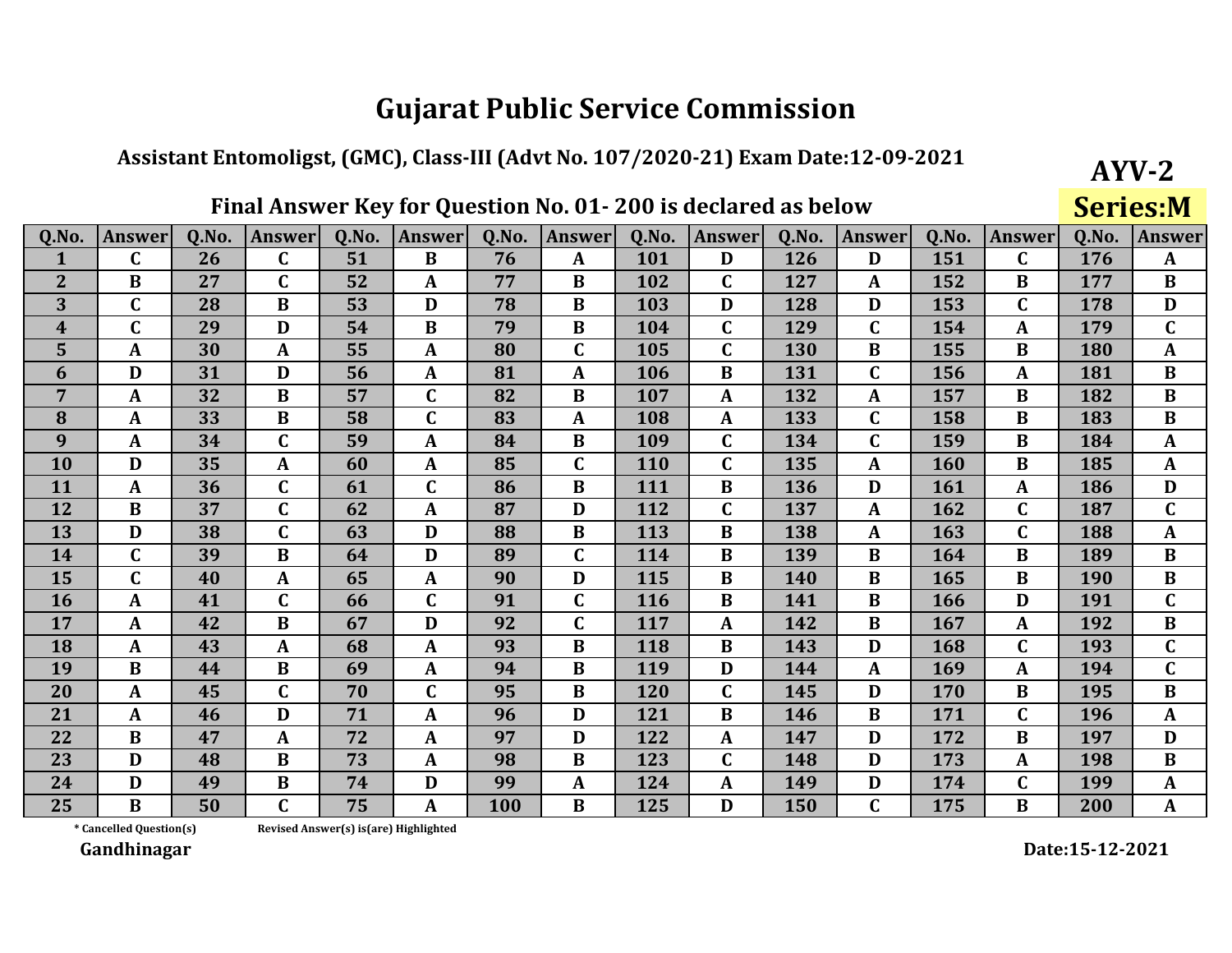# Gujarat Public Service Commission

**Assistant Entomoligst, (GMC), Class-III (Advt No. 107/2020-21) Exam Date:12-09-2021**

**AYV-2**

**Series:M**

## Final Answer Key for Question No. 01- 200 is declared as below

| Q.No. | Answer | Q.No. | Answer | Q.No. | Answer | Q.No. | Answer | Q.No. | Answer | Q.No. | Answer | Q.No. | Answer | Q.No. | Answer |
|---|---|---|---|---|---|---|---|---|---|---|---|---|---|---|---|
| 1 | C | 26 | C | 51 | B | 76 | A | 101 | D | 126 | D | 151 | C | 176 | A |
| 2 | B | 27 | C | 52 | A | 77 | B | 102 | C | 127 | A | 152 | B | 177 | B |
| 3 | C | 28 | B | 53 | D | 78 | B | 103 | D | 128 | D | 153 | C | 178 | D |
| 4 | C | 29 | D | 54 | B | 79 | B | 104 | C | 129 | C | 154 | A | 179 | C |
| 5 | A | 30 | A | 55 | A | 80 | C | 105 | C | 130 | B | 155 | B | 180 | A |
| 6 | D | 31 | D | 56 | A | 81 | A | 106 | B | 131 | C | 156 | A | 181 | B |
| 7 | A | 32 | B | 57 | C | 82 | B | 107 | A | 132 | A | 157 | B | 182 | B |
| 8 | A | 33 | B | 58 | C | 83 | A | 108 | A | 133 | C | 158 | B | 183 | B |
| 9 | A | 34 | C | 59 | A | 84 | B | 109 | C | 134 | C | 159 | B | 184 | A |
| 10 | D | 35 | A | 60 | A | 85 | C | 110 | C | 135 | A | 160 | B | 185 | A |
| 11 | A | 36 | C | 61 | C | 86 | B | 111 | B | 136 | D | 161 | A | 186 | D |
| 12 | B | 37 | C | 62 | A | 87 | D | 112 | C | 137 | A | 162 | C | 187 | C |
| 13 | D | 38 | C | 63 | D | 88 | B | 113 | B | 138 | A | 163 | C | 188 | A |
| 14 | C | 39 | B | 64 | D | 89 | C | 114 | B | 139 | B | 164 | B | 189 | B |
| 15 | C | 40 | A | 65 | A | 90 | D | 115 | B | 140 | B | 165 | B | 190 | B |
| 16 | A | 41 | C | 66 | C | 91 | C | 116 | B | 141 | B | 166 | D | 191 | C |
| 17 | A | 42 | B | 67 | D | 92 | C | 117 | A | 142 | B | 167 | A | 192 | B |
| 18 | A | 43 | A | 68 | A | 93 | B | 118 | B | 143 | D | 168 | C | 193 | C |
| 19 | B | 44 | B | 69 | A | 94 | B | 119 | D | 144 | A | 169 | A | 194 | C |
| 20 | A | 45 | C | 70 | C | 95 | B | 120 | C | 145 | D | 170 | B | 195 | B |
| 21 | A | 46 | D | 71 | A | 96 | D | 121 | B | 146 | B | 171 | C | 196 | A |
| 22 | B | 47 | A | 72 | A | 97 | D | 122 | A | 147 | D | 172 | B | 197 | D |
| 23 | D | 48 | B | 73 | A | 98 | B | 123 | C | 148 | D | 173 | A | 198 | B |
| 24 | D | 49 | B | 74 | D | 99 | A | 124 | A | 149 | D | 174 | C | 199 | A |
| 25 | B | 50 | C | 75 | A | 100 | B | 125 | D | 150 | C | 175 | B | 200 | A |

\* Cancelled Question(s)     Revised Answer(s) is(are) Highlighted

**Gandhinagar**

**Date:15-12-2021**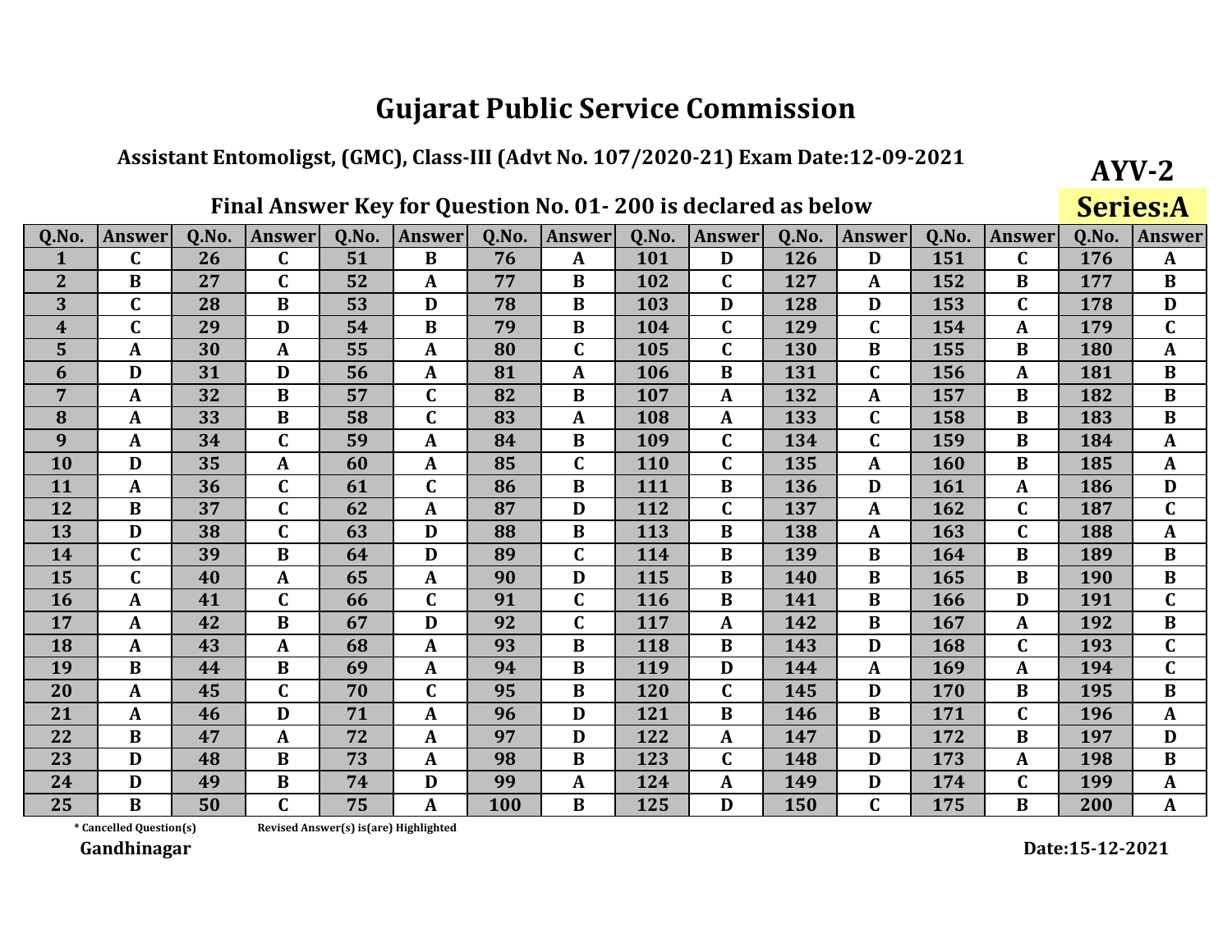# Gujarat Public Service Commission

## Assistant Entomoligst, (GMC), Class-III (Advt No. 107/2020-21) Exam Date:12-09-2021

**AYV-2**

**Series:A**

### Final Answer Key for Question No. 01- 200 is declared as below

| Q.No. | Answer | Q.No. | Answer | Q.No. | Answer | Q.No. | Answer | Q.No. | Answer | Q.No. | Answer | Q.No. | Answer | Q.No. | Answer |
|---|---|---|---|---|---|---|---|---|---|---|---|---|---|---|---|
| 1 | C | 26 | C | 51 | B | 76 | A | 101 | D | 126 | D | 151 | C | 176 | A |
| 2 | B | 27 | C | 52 | A | 77 | B | 102 | C | 127 | A | 152 | B | 177 | B |
| 3 | C | 28 | B | 53 | D | 78 | B | 103 | D | 128 | D | 153 | C | 178 | D |
| 4 | C | 29 | D | 54 | B | 79 | B | 104 | C | 129 | C | 154 | A | 179 | C |
| 5 | A | 30 | A | 55 | A | 80 | C | 105 | C | 130 | B | 155 | B | 180 | A |
| 6 | D | 31 | D | 56 | A | 81 | A | 106 | B | 131 | C | 156 | A | 181 | B |
| 7 | A | 32 | B | 57 | C | 82 | B | 107 | A | 132 | A | 157 | B | 182 | B |
| 8 | A | 33 | B | 58 | C | 83 | A | 108 | A | 133 | C | 158 | B | 183 | B |
| 9 | A | 34 | C | 59 | A | 84 | B | 109 | C | 134 | C | 159 | B | 184 | A |
| 10 | D | 35 | A | 60 | A | 85 | C | 110 | C | 135 | A | 160 | B | 185 | A |
| 11 | A | 36 | C | 61 | C | 86 | B | 111 | B | 136 | D | 161 | A | 186 | D |
| 12 | B | 37 | C | 62 | A | 87 | D | 112 | C | 137 | A | 162 | C | 187 | C |
| 13 | D | 38 | C | 63 | D | 88 | B | 113 | B | 138 | A | 163 | C | 188 | A |
| 14 | C | 39 | B | 64 | D | 89 | C | 114 | B | 139 | B | 164 | B | 189 | B |
| 15 | C | 40 | A | 65 | A | 90 | D | 115 | B | 140 | B | 165 | B | 190 | B |
| 16 | A | 41 | C | 66 | C | 91 | C | 116 | B | 141 | B | 166 | D | 191 | C |
| 17 | A | 42 | B | 67 | D | 92 | C | 117 | A | 142 | B | 167 | A | 192 | B |
| 18 | A | 43 | A | 68 | A | 93 | B | 118 | B | 143 | D | 168 | C | 193 | C |
| 19 | B | 44 | B | 69 | A | 94 | B | 119 | D | 144 | A | 169 | A | 194 | C |
| 20 | A | 45 | C | 70 | C | 95 | B | 120 | C | 145 | D | 170 | B | 195 | B |
| 21 | A | 46 | D | 71 | A | 96 | D | 121 | B | 146 | B | 171 | C | 196 | A |
| 22 | B | 47 | A | 72 | A | 97 | D | 122 | A | 147 | D | 172 | B | 197 | D |
| 23 | D | 48 | B | 73 | A | 98 | B | 123 | C | 148 | D | 173 | A | 198 | B |
| 24 | D | 49 | B | 74 | D | 99 | A | 124 | A | 149 | D | 174 | C | 199 | A |
| 25 | B | 50 | C | 75 | A | 100 | B | 125 | D | 150 | C | 175 | B | 200 | A |

\* Cancelled Question(s)    Revised Answer(s) is(are) Highlighted

**Gandhinagar**

**Date:15-12-2021**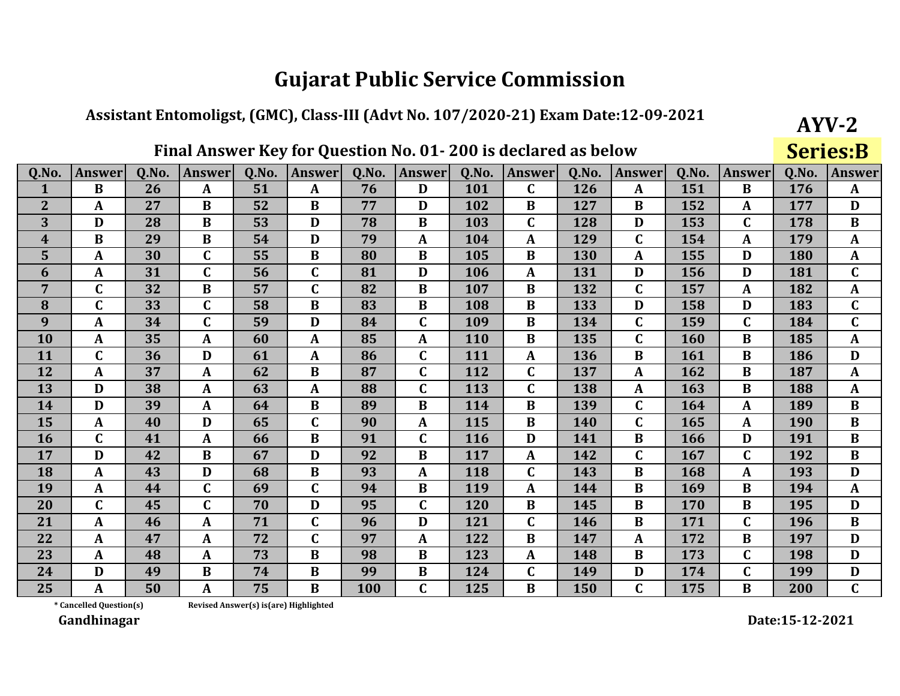# Gujarat Public Service Commission

## Assistant Entomoligst, (GMC), Class-III (Advt No. 107/2020-21) Exam Date:12-09-2021

**AYV-2**

### Final Answer Key for Question No. 01- 200 is declared as below

**Series:B**

| Q.No. | Answer | Q.No. | Answer | Q.No. | Answer | Q.No. | Answer | Q.No. | Answer | Q.No. | Answer | Q.No. | Answer | Q.No. | Answer |
|---|---|---|---|---|---|---|---|---|---|---|---|---|---|---|---|
| 1 | B | 26 | A | 51 | A | 76 | D | 101 | C | 126 | A | 151 | B | 176 | A |
| 2 | A | 27 | B | 52 | B | 77 | D | 102 | B | 127 | B | 152 | A | 177 | D |
| 3 | D | 28 | B | 53 | D | 78 | B | 103 | C | 128 | D | 153 | C | 178 | B |
| 4 | B | 29 | B | 54 | D | 79 | A | 104 | A | 129 | C | 154 | A | 179 | A |
| 5 | A | 30 | C | 55 | B | 80 | B | 105 | B | 130 | A | 155 | D | 180 | A |
| 6 | A | 31 | C | 56 | C | 81 | D | 106 | A | 131 | D | 156 | D | 181 | C |
| 7 | C | 32 | B | 57 | C | 82 | B | 107 | B | 132 | C | 157 | A | 182 | A |
| 8 | C | 33 | C | 58 | B | 83 | B | 108 | B | 133 | D | 158 | D | 183 | C |
| 9 | A | 34 | C | 59 | D | 84 | C | 109 | B | 134 | C | 159 | C | 184 | C |
| 10 | A | 35 | A | 60 | A | 85 | A | 110 | B | 135 | C | 160 | B | 185 | A |
| 11 | C | 36 | D | 61 | A | 86 | C | 111 | A | 136 | B | 161 | B | 186 | D |
| 12 | A | 37 | A | 62 | B | 87 | C | 112 | C | 137 | A | 162 | B | 187 | A |
| 13 | D | 38 | A | 63 | A | 88 | C | 113 | C | 138 | A | 163 | B | 188 | A |
| 14 | D | 39 | A | 64 | B | 89 | B | 114 | B | 139 | C | 164 | A | 189 | B |
| 15 | A | 40 | D | 65 | C | 90 | A | 115 | B | 140 | C | 165 | A | 190 | B |
| 16 | C | 41 | A | 66 | B | 91 | C | 116 | D | 141 | B | 166 | D | 191 | B |
| 17 | D | 42 | B | 67 | D | 92 | B | 117 | A | 142 | C | 167 | C | 192 | B |
| 18 | A | 43 | D | 68 | B | 93 | A | 118 | C | 143 | B | 168 | A | 193 | D |
| 19 | A | 44 | C | 69 | C | 94 | B | 119 | A | 144 | B | 169 | B | 194 | A |
| 20 | C | 45 | C | 70 | D | 95 | C | 120 | B | 145 | B | 170 | B | 195 | D |
| 21 | A | 46 | A | 71 | C | 96 | D | 121 | C | 146 | B | 171 | C | 196 | B |
| 22 | A | 47 | A | 72 | C | 97 | A | 122 | B | 147 | A | 172 | B | 197 | D |
| 23 | A | 48 | A | 73 | B | 98 | B | 123 | A | 148 | B | 173 | C | 198 | D |
| 24 | D | 49 | B | 74 | B | 99 | B | 124 | C | 149 | D | 174 | C | 199 | D |
| 25 | A | 50 | A | 75 | B | 100 | C | 125 | B | 150 | C | 175 | B | 200 | C |

\* Cancelled Question(s)    Revised Answer(s) is(are) Highlighted

**Gandhinagar**

**Date:15-12-2021**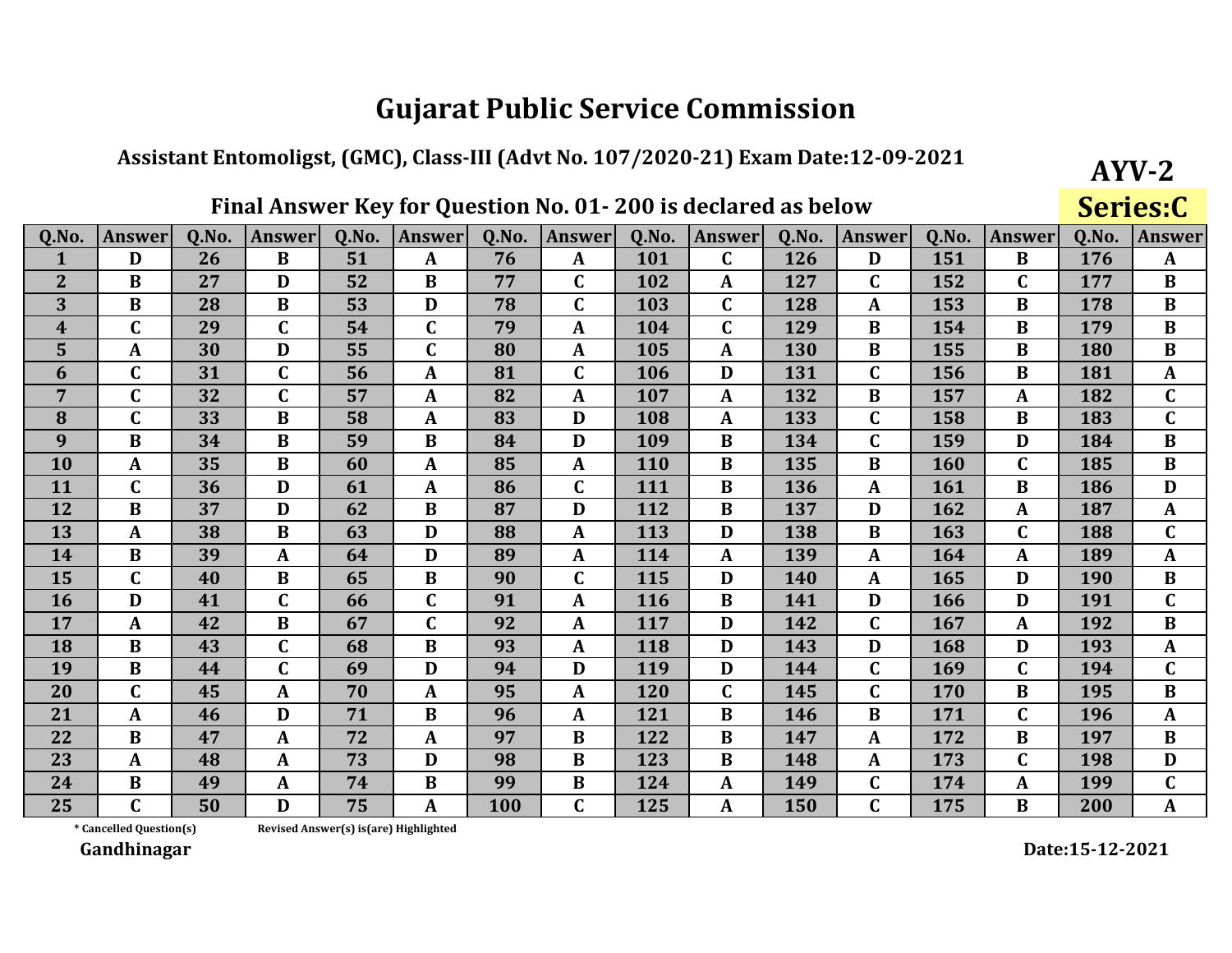# Gujarat Public Service Commission

### Assistant Entomoligst, (GMC), Class-III (Advt No. 107/2020-21) Exam Date:12-09-2021

**AYV-2**

### Final Answer Key for Question No. 01- 200 is declared as below

**Series:C**

| Q.No. | Answer | Q.No. | Answer | Q.No. | Answer | Q.No. | Answer | Q.No. | Answer | Q.No. | Answer | Q.No. | Answer | Q.No. | Answer |
|---|---|---|---|---|---|---|---|---|---|---|---|---|---|---|---|
| 1 | D | 26 | B | 51 | A | 76 | A | 101 | C | 126 | D | 151 | B | 176 | A |
| 2 | B | 27 | D | 52 | B | 77 | C | 102 | A | 127 | C | 152 | C | 177 | B |
| 3 | B | 28 | B | 53 | D | 78 | C | 103 | C | 128 | A | 153 | B | 178 | B |
| 4 | C | 29 | C | 54 | C | 79 | A | 104 | C | 129 | B | 154 | B | 179 | B |
| 5 | A | 30 | D | 55 | C | 80 | A | 105 | A | 130 | B | 155 | B | 180 | B |
| 6 | C | 31 | C | 56 | A | 81 | C | 106 | D | 131 | C | 156 | B | 181 | A |
| 7 | C | 32 | C | 57 | A | 82 | A | 107 | A | 132 | B | 157 | A | 182 | C |
| 8 | C | 33 | B | 58 | A | 83 | D | 108 | A | 133 | C | 158 | B | 183 | C |
| 9 | B | 34 | B | 59 | B | 84 | D | 109 | B | 134 | C | 159 | D | 184 | B |
| 10 | A | 35 | B | 60 | A | 85 | A | 110 | B | 135 | B | 160 | C | 185 | B |
| 11 | C | 36 | D | 61 | A | 86 | C | 111 | B | 136 | A | 161 | B | 186 | D |
| 12 | B | 37 | D | 62 | B | 87 | D | 112 | B | 137 | D | 162 | A | 187 | A |
| 13 | A | 38 | B | 63 | D | 88 | A | 113 | D | 138 | B | 163 | C | 188 | C |
| 14 | B | 39 | A | 64 | D | 89 | A | 114 | A | 139 | A | 164 | A | 189 | A |
| 15 | C | 40 | B | 65 | B | 90 | C | 115 | D | 140 | A | 165 | D | 190 | B |
| 16 | D | 41 | C | 66 | C | 91 | A | 116 | B | 141 | D | 166 | D | 191 | C |
| 17 | A | 42 | B | 67 | C | 92 | A | 117 | D | 142 | C | 167 | A | 192 | B |
| 18 | B | 43 | C | 68 | B | 93 | A | 118 | D | 143 | D | 168 | D | 193 | A |
| 19 | B | 44 | C | 69 | D | 94 | D | 119 | D | 144 | C | 169 | C | 194 | C |
| 20 | C | 45 | A | 70 | A | 95 | A | 120 | C | 145 | C | 170 | B | 195 | B |
| 21 | A | 46 | D | 71 | B | 96 | A | 121 | B | 146 | B | 171 | C | 196 | A |
| 22 | B | 47 | A | 72 | A | 97 | B | 122 | B | 147 | A | 172 | B | 197 | B |
| 23 | A | 48 | A | 73 | D | 98 | B | 123 | B | 148 | A | 173 | C | 198 | D |
| 24 | B | 49 | A | 74 | B | 99 | B | 124 | A | 149 | C | 174 | A | 199 | C |
| 25 | C | 50 | D | 75 | A | 100 | C | 125 | A | 150 | C | 175 | B | 200 | A |

\* Cancelled Question(s)    Revised Answer(s) is(are) Highlighted

**Gandhinagar**

**Date:15-12-2021**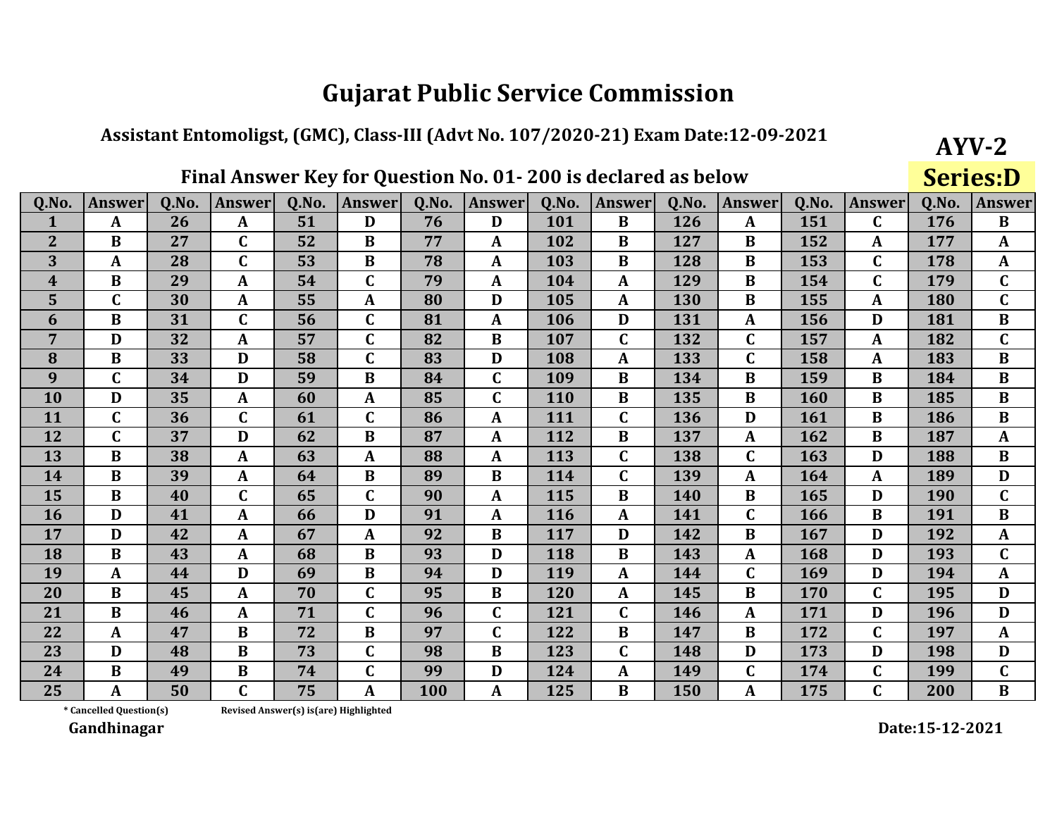# Gujarat Public Service Commission

## Assistant Entomoligst, (GMC), Class-III (Advt No. 107/2020-21) Exam Date:12-09-2021

**AYV-2**

**Series:D**

### Final Answer Key for Question No. 01- 200 is declared as below

| Q.No. | Answer | Q.No. | Answer | Q.No. | Answer | Q.No. | Answer | Q.No. | Answer | Q.No. | Answer | Q.No. | Answer | Q.No. | Answer |
|---|---|---|---|---|---|---|---|---|---|---|---|---|---|---|---|
| 1 | A | 26 | A | 51 | D | 76 | D | 101 | B | 126 | A | 151 | C | 176 | B |
| 2 | B | 27 | C | 52 | B | 77 | A | 102 | B | 127 | B | 152 | A | 177 | A |
| 3 | A | 28 | C | 53 | B | 78 | A | 103 | B | 128 | B | 153 | C | 178 | A |
| 4 | B | 29 | A | 54 | C | 79 | A | 104 | A | 129 | B | 154 | C | 179 | C |
| 5 | C | 30 | A | 55 | A | 80 | D | 105 | A | 130 | B | 155 | A | 180 | C |
| 6 | B | 31 | C | 56 | C | 81 | A | 106 | D | 131 | A | 156 | D | 181 | B |
| 7 | D | 32 | A | 57 | C | 82 | B | 107 | C | 132 | C | 157 | A | 182 | C |
| 8 | B | 33 | D | 58 | C | 83 | D | 108 | A | 133 | C | 158 | A | 183 | B |
| 9 | C | 34 | D | 59 | B | 84 | C | 109 | B | 134 | B | 159 | B | 184 | B |
| 10 | D | 35 | A | 60 | A | 85 | C | 110 | B | 135 | B | 160 | B | 185 | B |
| 11 | C | 36 | C | 61 | C | 86 | A | 111 | C | 136 | D | 161 | B | 186 | B |
| 12 | C | 37 | D | 62 | B | 87 | A | 112 | B | 137 | A | 162 | B | 187 | A |
| 13 | B | 38 | A | 63 | A | 88 | A | 113 | C | 138 | C | 163 | D | 188 | B |
| 14 | B | 39 | A | 64 | B | 89 | B | 114 | C | 139 | A | 164 | A | 189 | D |
| 15 | B | 40 | C | 65 | C | 90 | A | 115 | B | 140 | B | 165 | D | 190 | C |
| 16 | D | 41 | A | 66 | D | 91 | A | 116 | A | 141 | C | 166 | B | 191 | B |
| 17 | D | 42 | A | 67 | A | 92 | B | 117 | D | 142 | B | 167 | D | 192 | A |
| 18 | B | 43 | A | 68 | B | 93 | D | 118 | B | 143 | A | 168 | D | 193 | C |
| 19 | A | 44 | D | 69 | B | 94 | D | 119 | A | 144 | C | 169 | D | 194 | A |
| 20 | B | 45 | A | 70 | C | 95 | B | 120 | A | 145 | B | 170 | C | 195 | D |
| 21 | B | 46 | A | 71 | C | 96 | C | 121 | C | 146 | A | 171 | D | 196 | D |
| 22 | A | 47 | B | 72 | B | 97 | C | 122 | B | 147 | B | 172 | C | 197 | A |
| 23 | D | 48 | B | 73 | C | 98 | B | 123 | C | 148 | D | 173 | D | 198 | D |
| 24 | B | 49 | B | 74 | C | 99 | D | 124 | A | 149 | C | 174 | C | 199 | C |
| 25 | A | 50 | C | 75 | A | 100 | A | 125 | B | 150 | A | 175 | C | 200 | B |

\* Cancelled Question(s)     Revised Answer(s) is(are) Highlighted

**Gandhinagar**

**Date:15-12-2021**